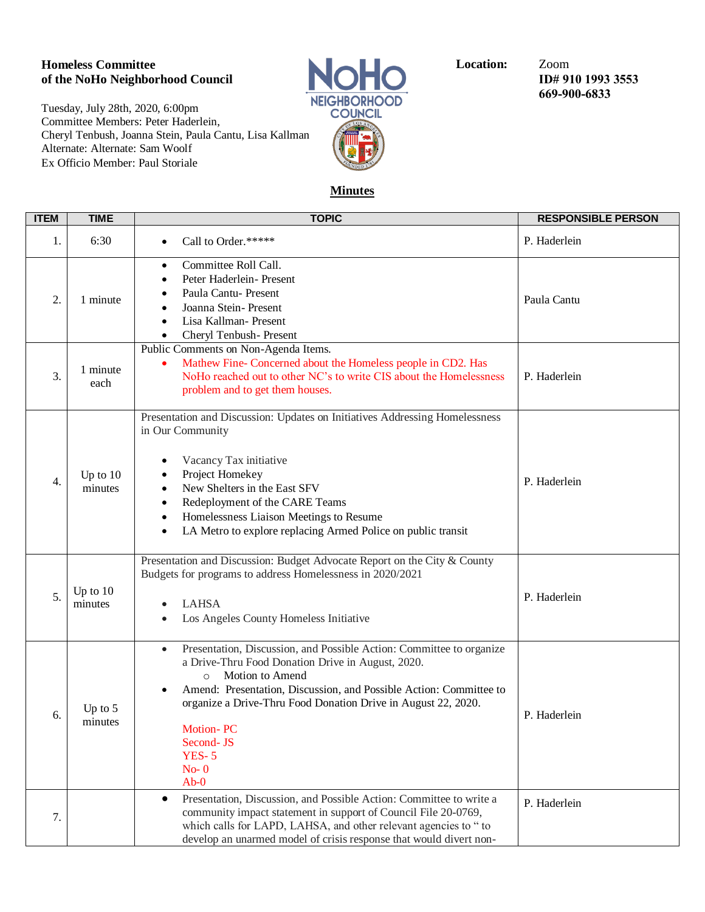**Homeless Committee**
**of the NoHo Neighborhood Council**

Tuesday, July 28th, 2020, 6:00pm
Committee Members: Peter Haderlein,
Cheryl Tenbush, Joanna Stein, Paula Cantu, Lisa Kallman
Alternate: Alternate: Sam Woolf
Ex Officio Member: Paul Storiale

**Location:** Zoom
**ID# 910 1993 3553**
**669-900-6833**

## Minutes

| ITEM | TIME | TOPIC | RESPONSIBLE PERSON |
|---|---|---|---|
| 1. | 6:30 | • Call to Order.***** | P. Haderlein |
| 2. | 1 minute | • Committee Roll Call.<br>• Peter Haderlein- Present<br>• Paula Cantu- Present<br>• Joanna Stein- Present<br>• Lisa Kallman- Present<br>• Cheryl Tenbush- Present | Paula Cantu |
| 3. | 1 minute each | Public Comments on Non-Agenda Items.<br>• Mathew Fine- Concerned about the Homeless people in CD2. Has NoHo reached out to other NC's to write CIS about the Homelessness problem and to get them houses. | P. Haderlein |
| 4. | Up to 10 minutes | Presentation and Discussion: Updates on Initiatives Addressing Homelessness in Our Community<br><br>• Vacancy Tax initiative<br>• Project Homekey<br>• New Shelters in the East SFV<br>• Redeployment of the CARE Teams<br>• Homelessness Liaison Meetings to Resume<br>• LA Metro to explore replacing Armed Police on public transit | P. Haderlein |
| 5. | Up to 10 minutes | Presentation and Discussion: Budget Advocate Report on the City & County Budgets for programs to address Homelessness in 2020/2021<br><br>• LAHSA<br>• Los Angeles County Homeless Initiative | P. Haderlein |
| 6. | Up to 5 minutes | • Presentation, Discussion, and Possible Action: Committee to organize a Drive-Thru Food Donation Drive in August, 2020.<br>  ○ Motion to Amend<br>• Amend: Presentation, Discussion, and Possible Action: Committee to organize a Drive-Thru Food Donation Drive in August 22, 2020.<br><br>Motion- PC<br>Second- JS<br>YES- 5<br>No- 0<br>Ab-0 | P. Haderlein |
| 7. | | • Presentation, Discussion, and Possible Action: Committee to write a community impact statement in support of Council File 20-0769, which calls for LAPD, LAHSA, and other relevant agencies to " to develop an unarmed model of crisis response that would divert non- | P. Haderlein |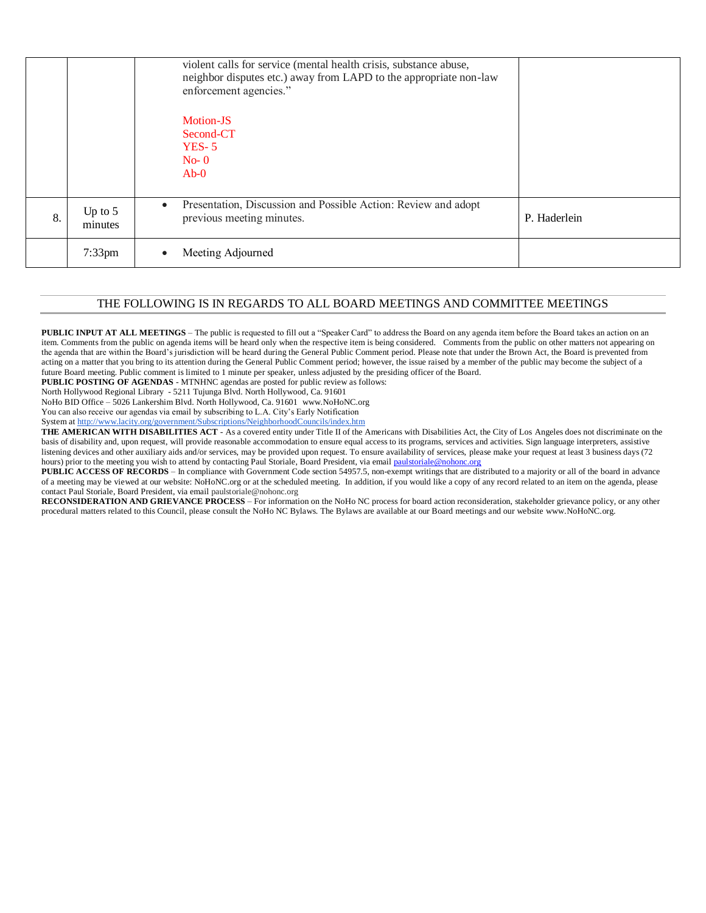| | | | |
|---|---|---|---|
| | | violent calls for service (mental health crisis, substance abuse, neighbor disputes etc.) away from LAPD to the appropriate non-law enforcement agencies."<br><br>Motion-JS<br>Second-CT<br>YES- 5<br>No- 0<br>Ab-0 | |
| 8. | Up to 5 minutes | • Presentation, Discussion and Possible Action: Review and adopt previous meeting minutes. | P. Haderlein |
| | 7:33pm | • Meeting Adjourned | |

## THE FOLLOWING IS IN REGARDS TO ALL BOARD MEETINGS AND COMMITTEE MEETINGS

**PUBLIC INPUT AT ALL MEETINGS** – The public is requested to fill out a "Speaker Card" to address the Board on any agenda item before the Board takes an action on an item. Comments from the public on agenda items will be heard only when the respective item is being considered. Comments from the public on other matters not appearing on the agenda that are within the Board's jurisdiction will be heard during the General Public Comment period. Please note that under the Brown Act, the Board is prevented from acting on a matter that you bring to its attention during the General Public Comment period; however, the issue raised by a member of the public may become the subject of a future Board meeting. Public comment is limited to 1 minute per speaker, unless adjusted by the presiding officer of the Board.

**PUBLIC POSTING OF AGENDAS** - MTNHNC agendas are posted for public review as follows:
North Hollywood Regional Library - 5211 Tujunga Blvd. North Hollywood, Ca. 91601
NoHo BID Office – 5026 Lankershim Blvd. North Hollywood, Ca. 91601 www.NoHoNC.org
You can also receive our agendas via email by subscribing to L.A. City's Early Notification System at http://www.lacity.org/government/Subscriptions/NeighborhoodCouncils/index.htm

**THE AMERICAN WITH DISABILITIES ACT** - As a covered entity under Title II of the Americans with Disabilities Act, the City of Los Angeles does not discriminate on the basis of disability and, upon request, will provide reasonable accommodation to ensure equal access to its programs, services and activities. Sign language interpreters, assistive listening devices and other auxiliary aids and/or services, may be provided upon request. To ensure availability of services, please make your request at least 3 business days (72 hours) prior to the meeting you wish to attend by contacting Paul Storiale, Board President, via email paulstoriale@nohonc.org

**PUBLIC ACCESS OF RECORDS** – In compliance with Government Code section 54957.5, non-exempt writings that are distributed to a majority or all of the board in advance of a meeting may be viewed at our website: NoHoNC.org or at the scheduled meeting. In addition, if you would like a copy of any record related to an item on the agenda, please contact Paul Storiale, Board President, via email paulstoriale@nohonc.org

**RECONSIDERATION AND GRIEVANCE PROCESS** – For information on the NoHo NC process for board action reconsideration, stakeholder grievance policy, or any other procedural matters related to this Council, please consult the NoHo NC Bylaws. The Bylaws are available at our Board meetings and our website www.NoHoNC.org.